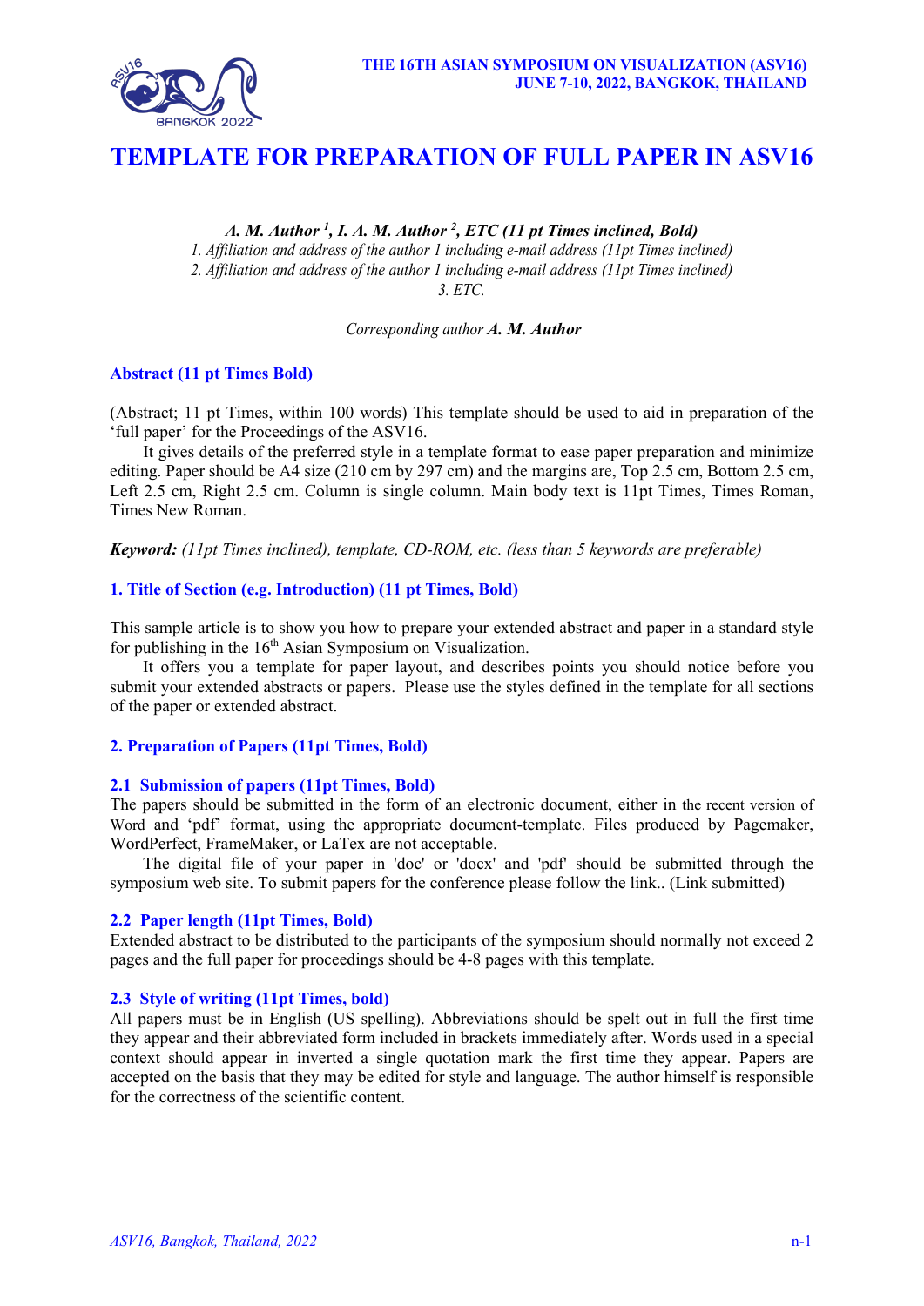# TEMPLATE FOR PREPARATION OF FULL PAPER IN ASV16

***A. M. Author* [1], *I. A. M. Author* [2], *ETC (11 pt Times inclined, Bold)***

*1. Affiliation and address of the author 1 including e-mail address (11pt Times inclined)*
*2. Affiliation and address of the author 1 including e-mail address (11pt Times inclined)*
*3. ETC.*

*Corresponding author* ***A. M. Author***

## Abstract (11 pt Times Bold)

(Abstract; 11 pt Times, within 100 words) This template should be used to aid in preparation of the 'full paper' for the Proceedings of the ASV16.

It gives details of the preferred style in a template format to ease paper preparation and minimize editing. Paper should be A4 size (210 cm by 297 cm) and the margins are, Top 2.5 cm, Bottom 2.5 cm, Left 2.5 cm, Right 2.5 cm. Column is single column. Main body text is 11pt Times, Times Roman, Times New Roman.

***Keyword:*** *(11pt Times inclined), template, CD-ROM, etc. (less than 5 keywords are preferable)*

## 1. Title of Section (e.g. Introduction) (11 pt Times, Bold)

This sample article is to show you how to prepare your extended abstract and paper in a standard style for publishing in the 16th Asian Symposium on Visualization.

It offers you a template for paper layout, and describes points you should notice before you submit your extended abstracts or papers. Please use the styles defined in the template for all sections of the paper or extended abstract.

## 2. Preparation of Papers (11pt Times, Bold)

### 2.1 Submission of papers (11pt Times, Bold)

The papers should be submitted in the form of an electronic document, either in the recent version of Word and 'pdf' format, using the appropriate document-template. Files produced by Pagemaker, WordPerfect, FrameMaker, or LaTex are not acceptable.

The digital file of your paper in 'doc' or 'docx' and 'pdf' should be submitted through the symposium web site. To submit papers for the conference please follow the link.. (Link submitted)

### 2.2 Paper length (11pt Times, Bold)

Extended abstract to be distributed to the participants of the symposium should normally not exceed 2 pages and the full paper for proceedings should be 4-8 pages with this template.

### 2.3 Style of writing (11pt Times, bold)

All papers must be in English (US spelling). Abbreviations should be spelt out in full the first time they appear and their abbreviated form included in brackets immediately after. Words used in a special context should appear in inverted a single quotation mark the first time they appear. Papers are accepted on the basis that they may be edited for style and language. The author himself is responsible for the correctness of the scientific content.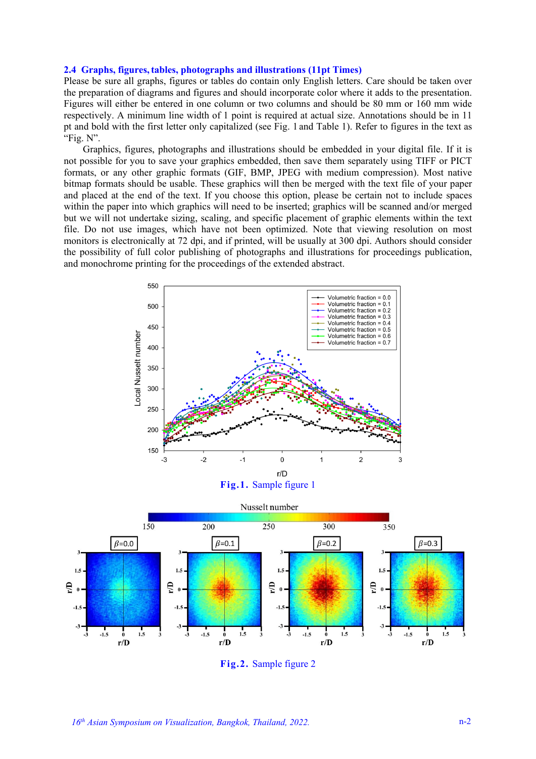### 2.4 Graphs, figures, tables, photographs and illustrations (11pt Times)

Please be sure all graphs, figures or tables do contain only English letters. Care should be taken over the preparation of diagrams and figures and should incorporate color where it adds to the presentation. Figures will either be entered in one column or two columns and should be 80 mm or 160 mm wide respectively. A minimum line width of 1 point is required at actual size. Annotations should be in 11 pt and bold with the first letter only capitalized (see Fig. 1 and Table 1). Refer to figures in the text as "Fig. N".

Graphics, figures, photographs and illustrations should be embedded in your digital file. If it is not possible for you to save your graphics embedded, then save them separately using TIFF or PICT formats, or any other graphic formats (GIF, BMP, JPEG with medium compression). Most native bitmap formats should be usable. These graphics will then be merged with the text file of your paper and placed at the end of the text. If you choose this option, please be certain not to include spaces within the paper into which graphics will need to be inserted; graphics will be scanned and/or merged but we will not undertake sizing, scaling, and specific placement of graphic elements within the text file. Do not use images, which have not been optimized. Note that viewing resolution on most monitors is electronically at 72 dpi, and if printed, will be usually at 300 dpi. Authors should consider the possibility of full color publishing of photographs and illustrations for proceedings publication, and monochrome printing for the proceedings of the extended abstract.

**Fig. 1.** Sample figure 1

**Fig. 2.** Sample figure 2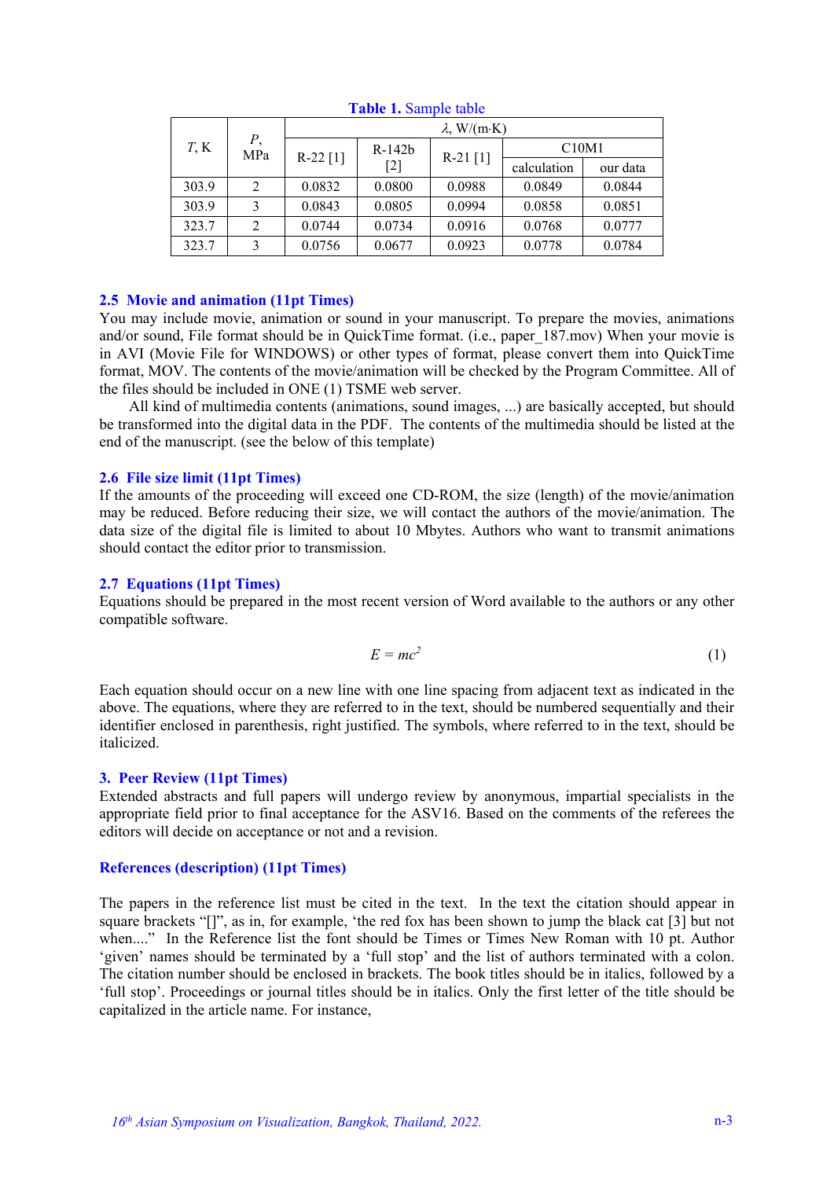**Table 1.** Sample table

| $T$, K | $P$, MPa | $\lambda$, W/(m·K) | | | | |
|---|---|---|---|---|---|---|
| | | R-22 [1] | R-142b [2] | R-21 [1] | C10M1 | |
| | | | | | calculation | our data |
| 303.9 | 2 | 0.0832 | 0.0800 | 0.0988 | 0.0849 | 0.0844 |
| 303.9 | 3 | 0.0843 | 0.0805 | 0.0994 | 0.0858 | 0.0851 |
| 323.7 | 2 | 0.0744 | 0.0734 | 0.0916 | 0.0768 | 0.0777 |
| 323.7 | 3 | 0.0756 | 0.0677 | 0.0923 | 0.0778 | 0.0784 |

### 2.5 Movie and animation (11pt Times)

You may include movie, animation or sound in your manuscript. To prepare the movies, animations and/or sound, File format should be in QuickTime format. (i.e., paper_187.mov) When your movie is in AVI (Movie File for WINDOWS) or other types of format, please convert them into QuickTime format, MOV. The contents of the movie/animation will be checked by the Program Committee. All of the files should be included in ONE (1) TSME web server.

All kind of multimedia contents (animations, sound images, ...) are basically accepted, but should be transformed into the digital data in the PDF. The contents of the multimedia should be listed at the end of the manuscript. (see the below of this template)

### 2.6 File size limit (11pt Times)

If the amounts of the proceeding will exceed one CD-ROM, the size (length) of the movie/animation may be reduced. Before reducing their size, we will contact the authors of the movie/animation. The data size of the digital file is limited to about 10 Mbytes. Authors who want to transmit animations should contact the editor prior to transmission.

### 2.7 Equations (11pt Times)

Equations should be prepared in the most recent version of Word available to the authors or any other compatible software.

$$E = mc^2 \tag{1}$$

Each equation should occur on a new line with one line spacing from adjacent text as indicated in the above. The equations, where they are referred to in the text, should be numbered sequentially and their identifier enclosed in parenthesis, right justified. The symbols, where referred to in the text, should be italicized.

## 3. Peer Review (11pt Times)

Extended abstracts and full papers will undergo review by anonymous, impartial specialists in the appropriate field prior to final acceptance for the ASV16. Based on the comments of the referees the editors will decide on acceptance or not and a revision.

## References (description) (11pt Times)

The papers in the reference list must be cited in the text. In the text the citation should appear in square brackets "[]", as in, for example, 'the red fox has been shown to jump the black cat [3] but not when...." In the Reference list the font should be Times or Times New Roman with 10 pt. Author 'given' names should be terminated by a 'full stop' and the list of authors terminated with a colon. The citation number should be enclosed in brackets. The book titles should be in italics, followed by a 'full stop'. Proceedings or journal titles should be in italics. Only the first letter of the title should be capitalized in the article name. For instance,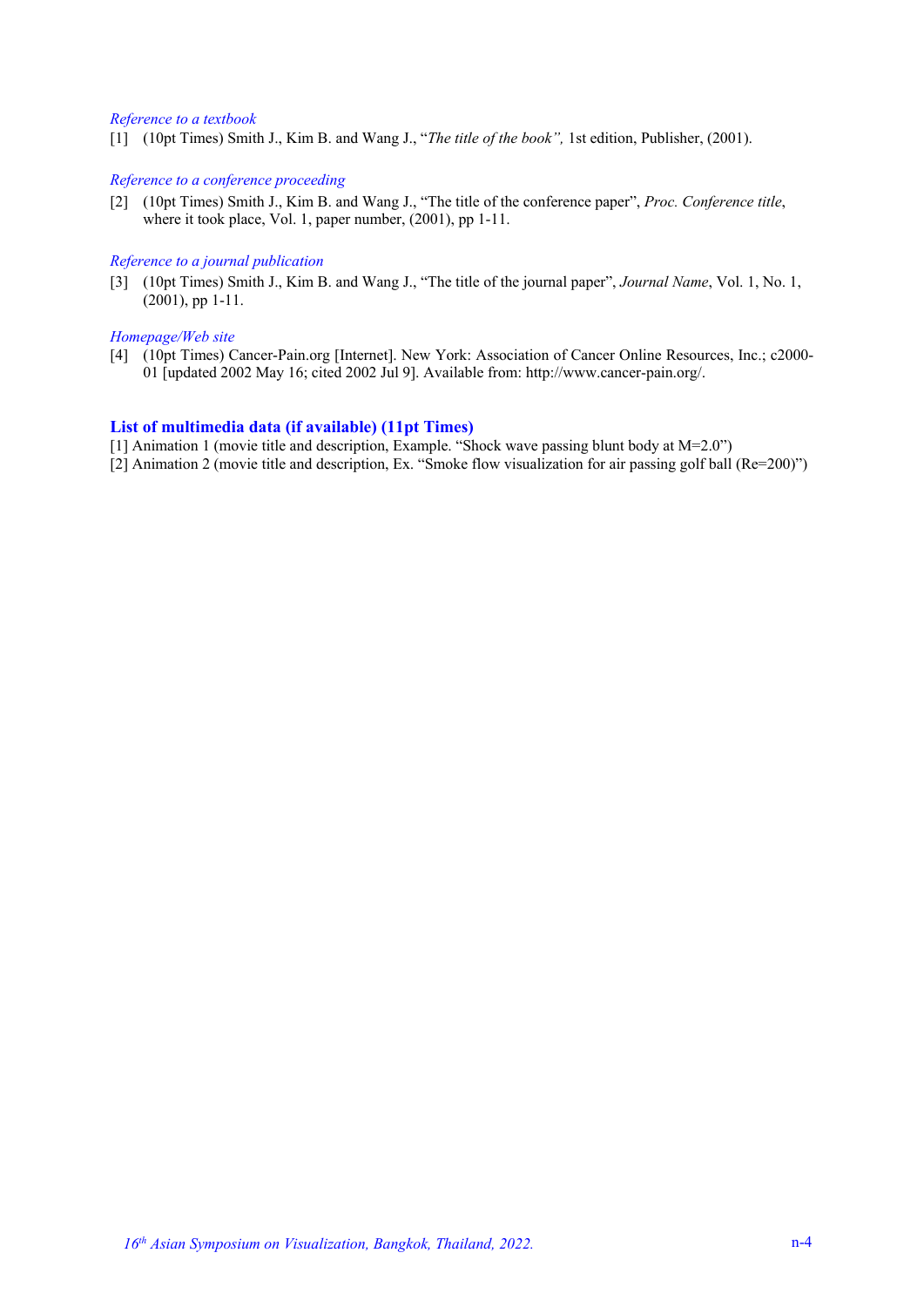*Reference to a textbook*

[1] (10pt Times) Smith J., Kim B. and Wang J., "*The title of the book",* 1st edition, Publisher, (2001).

*Reference to a conference proceeding*

[2] (10pt Times) Smith J., Kim B. and Wang J., "The title of the conference paper", *Proc. Conference title*, where it took place, Vol. 1, paper number, (2001), pp 1-11.

*Reference to a journal publication*

[3] (10pt Times) Smith J., Kim B. and Wang J., "The title of the journal paper", *Journal Name*, Vol. 1, No. 1, (2001), pp 1-11.

*Homepage/Web site*

[4] (10pt Times) Cancer-Pain.org [Internet]. New York: Association of Cancer Online Resources, Inc.; c2000-01 [updated 2002 May 16; cited 2002 Jul 9]. Available from: http://www.cancer-pain.org/.

## List of multimedia data (if available) (11pt Times)

[1] Animation 1 (movie title and description, Example. "Shock wave passing blunt body at M=2.0")

[2] Animation 2 (movie title and description, Ex. "Smoke flow visualization for air passing golf ball (Re=200)")